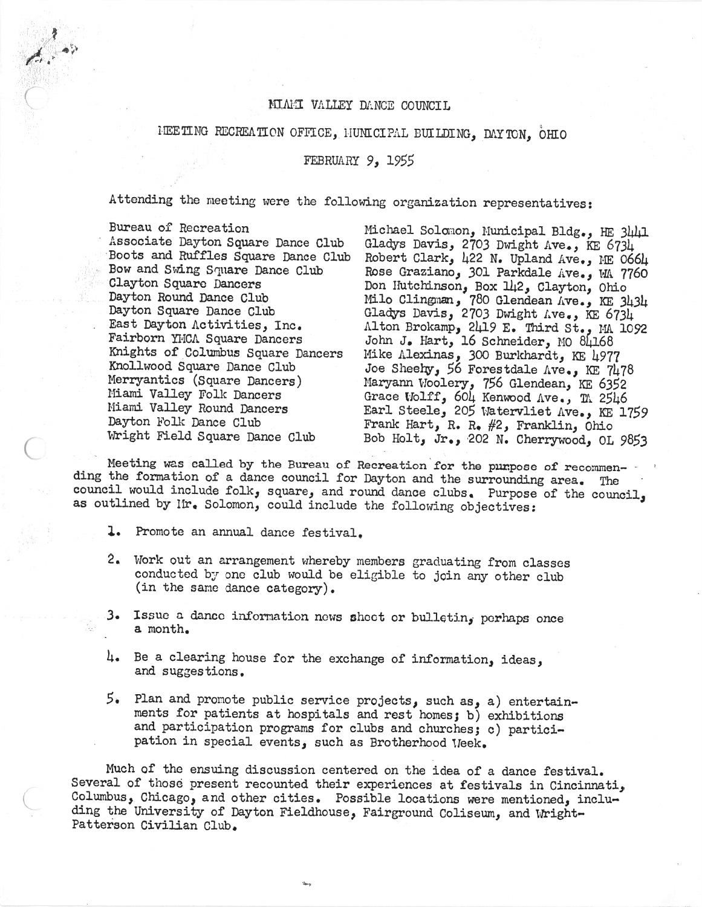# MIAMI VALLEY DANCE COUNCIL

## MEETING RECREATION OFFICE, MUNICIPAL BUILDING, DAYTON, OHIO

## FEBRUARY 9, 1955

Attending the meeting were the following organization representatives:

| | |
|---|---|
| Bureau of Recreation | Michael Solomon, Municipal Bldg., HE 3441 |
| Associate Dayton Square Dance Club | Gladys Davis, 2703 Dwight Ave., KE 6734 |
| Boots and Ruffles Square Dance Club | Robert Clark, 422 N. Upland Ave., ME 0664 |
| Bow and Swing Square Dance Club | Rose Graziano, 301 Parkdale Ave., WA 7760 |
| Clayton Square Dancers | Don Hutchinson, Box 142, Clayton, Ohio |
| Dayton Round Dance Club | Milo Clingman, 780 Glendean Ave., KE 3434 |
| Dayton Square Dance Club | Gladys Davis, 2703 Dwight Ave., KE 6734 |
| East Dayton Activities, Inc. | Alton Brokamp, 2419 E. Third St., MA 1092 |
| Fairborn YMCA Square Dancers | John J. Hart, 16 Schneider, MO 84168 |
| Knights of Columbus Square Dancers | Mike Alexinas, 300 Burkhardt, KE 4977 |
| Knollwood Square Dance Club | Joe Sheehy, 56 Forestdale Ave., KE 7478 |
| Merryantics (Square Dancers) | Maryann Woolery, 756 Glendean, KE 6352 |
| Miami Valley Folk Dancers | Grace Wolff, 604 Kenwood Ave., TA 2546 |
| Miami Valley Round Dancers | Earl Steele, 205 Watervliet Ave., KE 1759 |
| Dayton Folk Dance Club | Frank Hart, R. R. #2, Franklin, Ohio |
| Wright Field Square Dance Club | Bob Holt, Jr., 202 N. Cherrywood, OL 9853 |

Meeting was called by the Bureau of Recreation for the purpose of recommending the formation of a dance council for Dayton and the surrounding area. The council would include folk, square, and round dance clubs. Purpose of the council, as outlined by Mr. Solomon, could include the following objectives:

1. Promote an annual dance festival.
2. Work out an arrangement whereby members graduating from classes conducted by one club would be eligible to join any other club (in the same dance category).
3. Issue a dance information news sheet or bulletin, perhaps once a month.
4. Be a clearing house for the exchange of information, ideas, and suggestions.
5. Plan and promote public service projects, such as, a) entertainments for patients at hospitals and rest homes; b) exhibitions and participation programs for clubs and churches; c) participation in special events, such as Brotherhood Week.

Much of the ensuing discussion centered on the idea of a dance festival. Several of those present recounted their experiences at festivals in Cincinnati, Columbus, Chicago, and other cities. Possible locations were mentioned, including the University of Dayton Fieldhouse, Fairground Coliseum, and Wright-Patterson Civilian Club.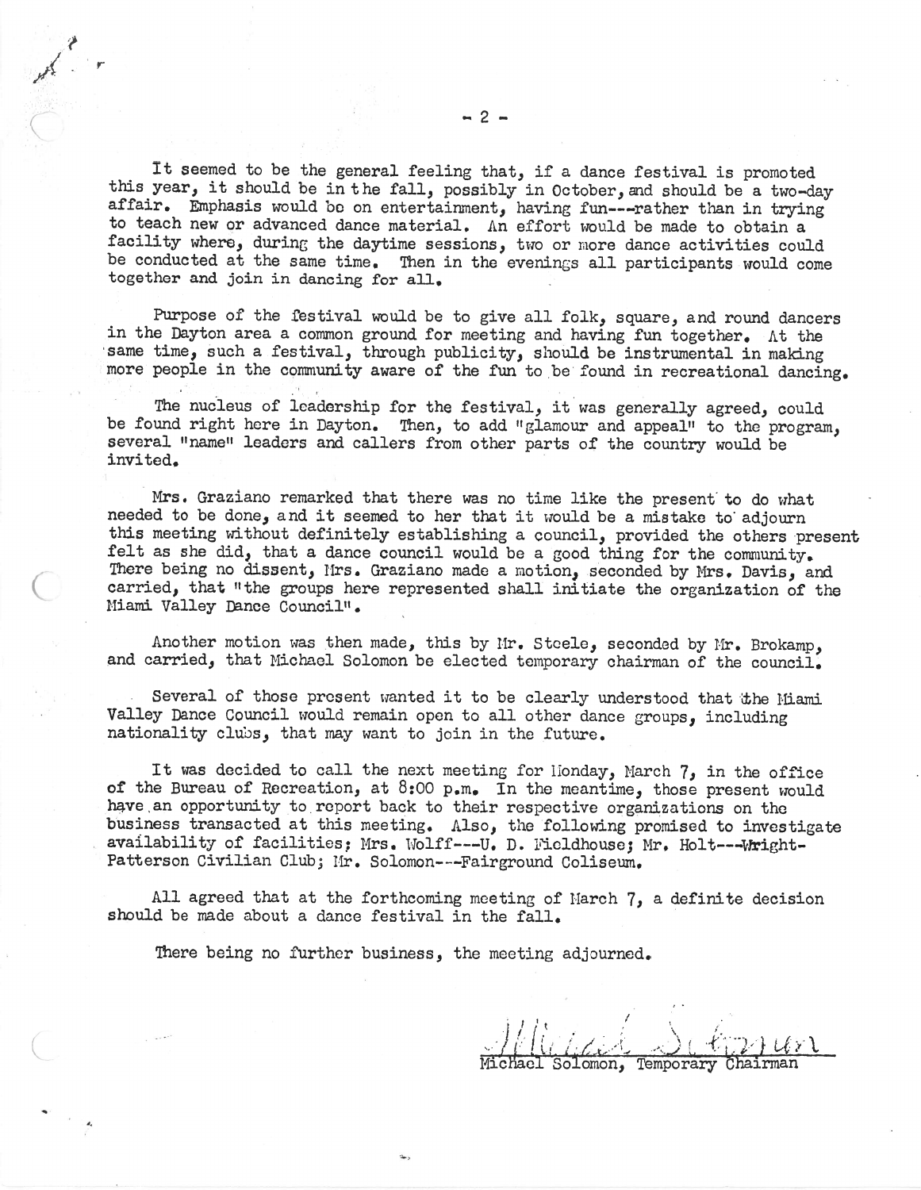It seemed to be the general feeling that, if a dance festival is promoted this year, it should be in the fall, possibly in October, and should be a two-day affair. Emphasis would be on entertainment, having fun---rather than in trying to teach new or advanced dance material. An effort would be made to obtain a facility where, during the daytime sessions, two or more dance activities could be conducted at the same time. Then in the evenings all participants would come together and join in dancing for all.

Purpose of the festival would be to give all folk, square, and round dancers in the Dayton area a common ground for meeting and having fun together. At the same time, such a festival, through publicity, should be instrumental in making more people in the community aware of the fun to be found in recreational dancing.

The nucleus of leadership for the festival, it was generally agreed, could be found right here in Dayton. Then, to add "glamour and appeal" to the program, several "name" leaders and callers from other parts of the country would be invited.

Mrs. Graziano remarked that there was no time like the present to do what needed to be done, and it seemed to her that it would be a mistake to adjourn this meeting without definitely establishing a council, provided the others present felt as she did, that a dance council would be a good thing for the community. There being no dissent, Mrs. Graziano made a motion, seconded by Mrs. Davis, and carried, that "the groups here represented shall initiate the organization of the Miami Valley Dance Council".

Another motion was then made, this by Mr. Steele, seconded by Mr. Brokamp, and carried, that Michael Solomon be elected temporary chairman of the council.

Several of those present wanted it to be clearly understood that the Miami Valley Dance Council would remain open to all other dance groups, including nationality clubs, that may want to join in the future.

It was decided to call the next meeting for Monday, March 7, in the office of the Bureau of Recreation, at 8:00 p.m. In the meantime, those present would have an opportunity to report back to their respective organizations on the business transacted at this meeting. Also, the following promised to investigate availability of facilities; Mrs. Wolff---U. D. Fieldhouse; Mr. Holt---Wright-Patterson Civilian Club; Mr. Solomon---Fairground Coliseum.

All agreed that at the forthcoming meeting of March 7, a definite decision should be made about a dance festival in the fall.

There being no further business, the meeting adjourned.

Michael Solomon, Temporary Chairman